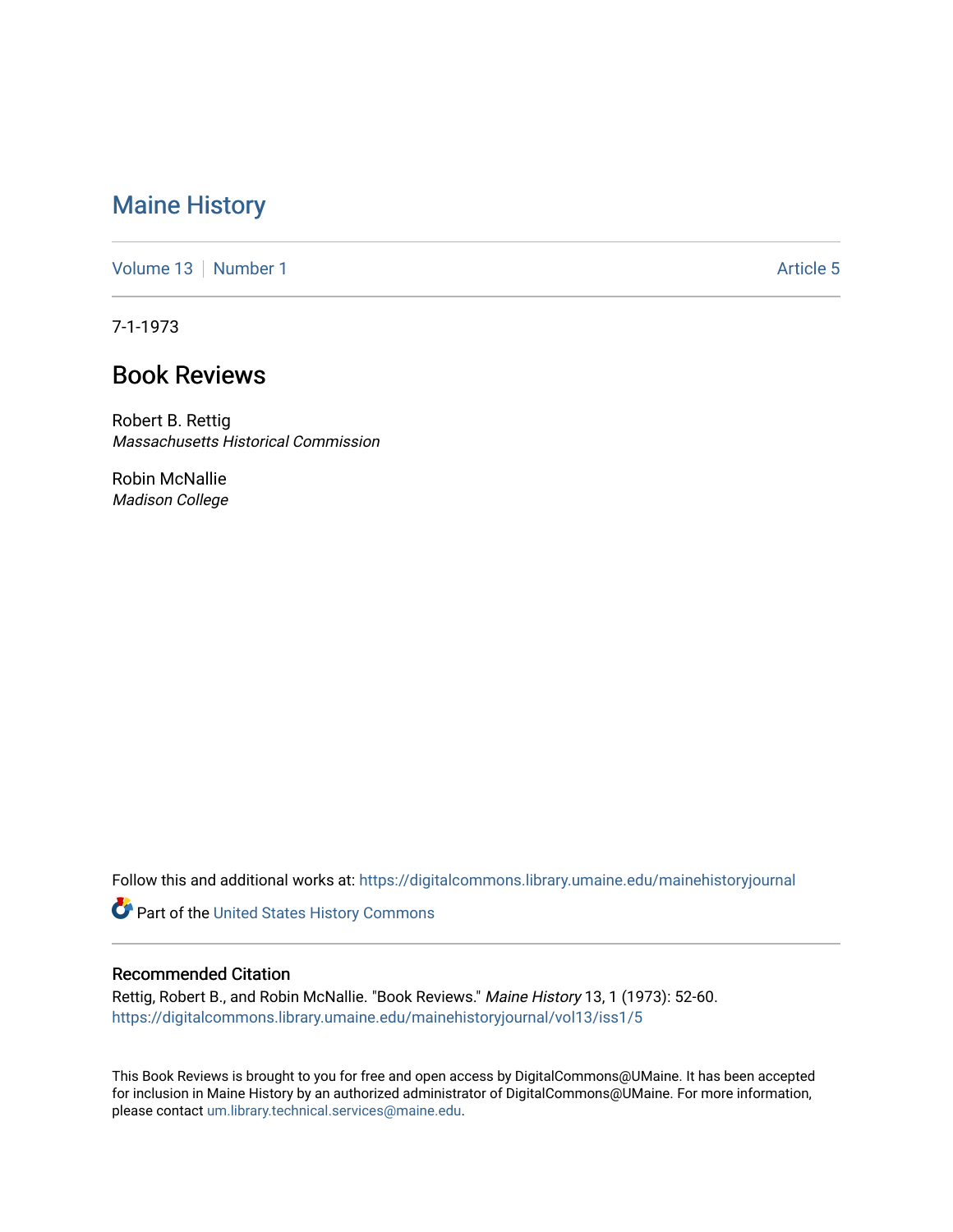# Maine History

Volume 13 | Number 1 | Article 5

7-1-1973

## Book Reviews

Robert B. Rettig
*Massachusetts Historical Commission*

Robin McNallie
*Madison College*

Follow this and additional works at: https://digitalcommons.library.umaine.edu/mainehistoryjournal

Part of the United States History Commons

### Recommended Citation

Rettig, Robert B., and Robin McNallie. "Book Reviews." *Maine History* 13, 1 (1973): 52-60.
https://digitalcommons.library.umaine.edu/mainehistoryjournal/vol13/iss1/5

This Book Reviews is brought to you for free and open access by DigitalCommons@UMaine. It has been accepted for inclusion in Maine History by an authorized administrator of DigitalCommons@UMaine. For more information, please contact um.library.technical.services@maine.edu.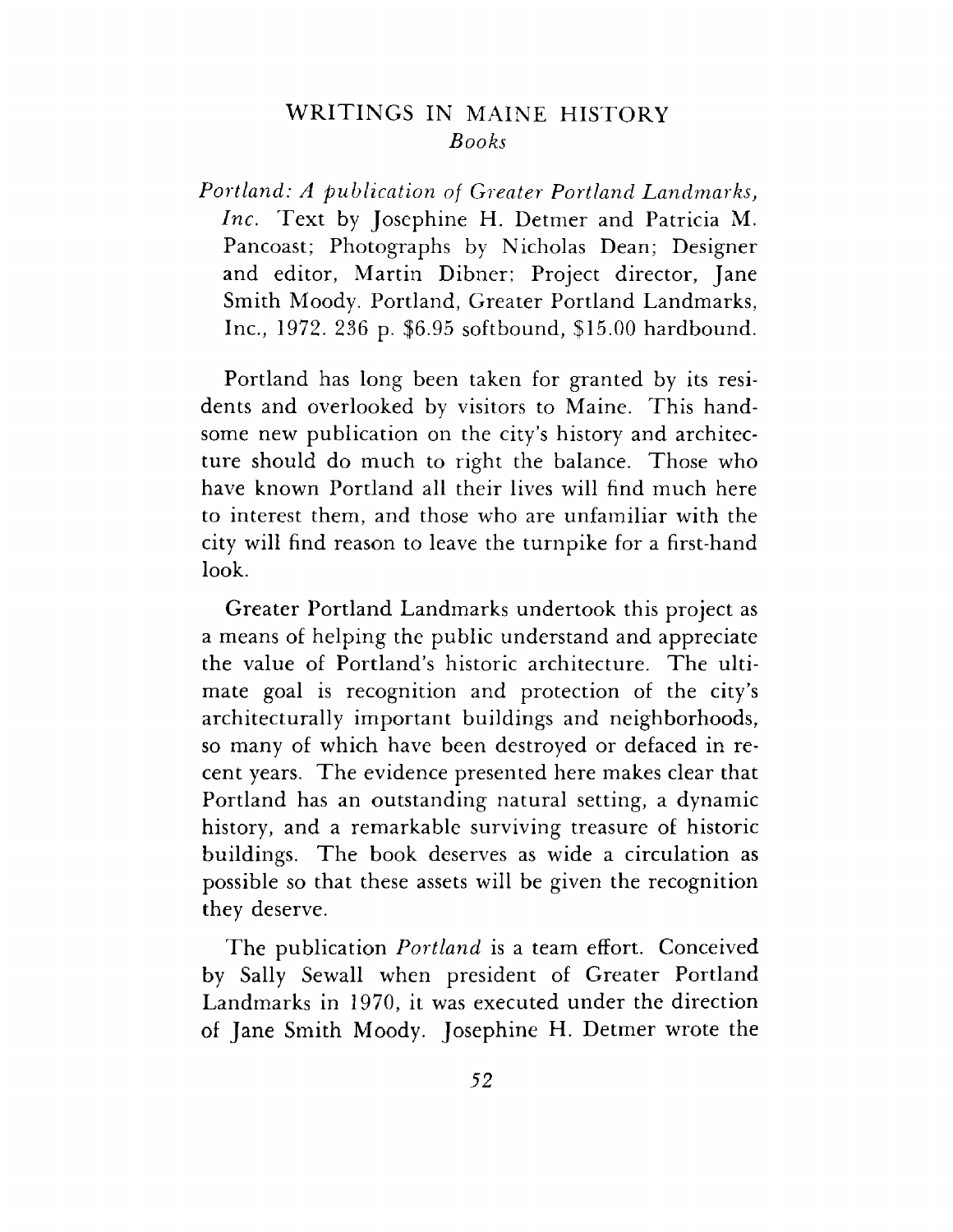# WRITINGS IN MAINE HISTORY

## *Books*

*Portland: A publication of Greater Portland Landmarks, Inc.* Text by Josephine H. Detmer and Patricia M. Pancoast; Photographs by Nicholas Dean; Designer and editor, Martin Dibner; Project director, Jane Smith Moody. Portland, Greater Portland Landmarks, Inc., 1972. 236 p. $6.95 softbound, $15.00 hardbound.

Portland has long been taken for granted by its residents and overlooked by visitors to Maine. This handsome new publication on the city's history and architecture should do much to right the balance. Those who have known Portland all their lives will find much here to interest them, and those who are unfamiliar with the city will find reason to leave the turnpike for a first-hand look.

Greater Portland Landmarks undertook this project as a means of helping the public understand and appreciate the value of Portland's historic architecture. The ultimate goal is recognition and protection of the city's architecturally important buildings and neighborhoods, so many of which have been destroyed or defaced in recent years. The evidence presented here makes clear that Portland has an outstanding natural setting, a dynamic history, and a remarkable surviving treasure of historic buildings. The book deserves as wide a circulation as possible so that these assets will be given the recognition they deserve.

The publication *Portland* is a team effort. Conceived by Sally Sewall when president of Greater Portland Landmarks in 1970, it was executed under the direction of Jane Smith Moody. Josephine H. Detmer wrote the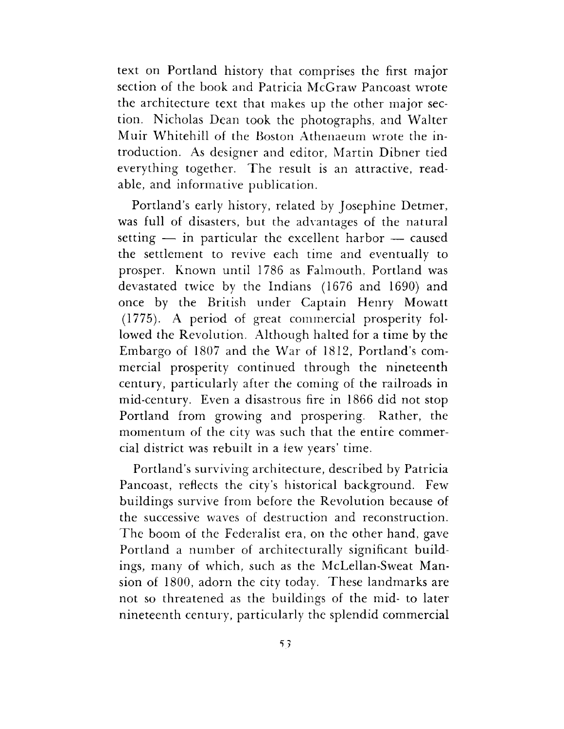text on Portland history that comprises the first major section of the book and Patricia McGraw Pancoast wrote the architecture text that makes up the other major section. Nicholas Dean took the photographs, and Walter Muir Whitehill of the Boston Athenaeum wrote the introduction. As designer and editor, Martin Dibner tied everything together. The result is an attractive, readable, and informative publication.

Portland's early history, related by Josephine Detmer, was full of disasters, but the advantages of the natural setting — in particular the excellent harbor — caused the settlement to revive each time and eventually to prosper. Known until 1786 as Falmouth, Portland was devastated twice by the Indians (1676 and 1690) and once by the British under Captain Henry Mowatt (1775). A period of great commercial prosperity followed the Revolution. Although halted for a time by the Embargo of 1807 and the War of 1812, Portland's commercial prosperity continued through the nineteenth century, particularly after the coming of the railroads in mid-century. Even a disastrous fire in 1866 did not stop Portland from growing and prospering. Rather, the momentum of the city was such that the entire commercial district was rebuilt in a few years' time.

Portland's surviving architecture, described by Patricia Pancoast, reflects the city's historical background. Few buildings survive from before the Revolution because of the successive waves of destruction and reconstruction. The boom of the Federalist era, on the other hand, gave Portland a number of architecturally significant buildings, many of which, such as the McLellan-Sweat Mansion of 1800, adorn the city today. These landmarks are not so threatened as the buildings of the mid- to later nineteenth century, particularly the splendid commercial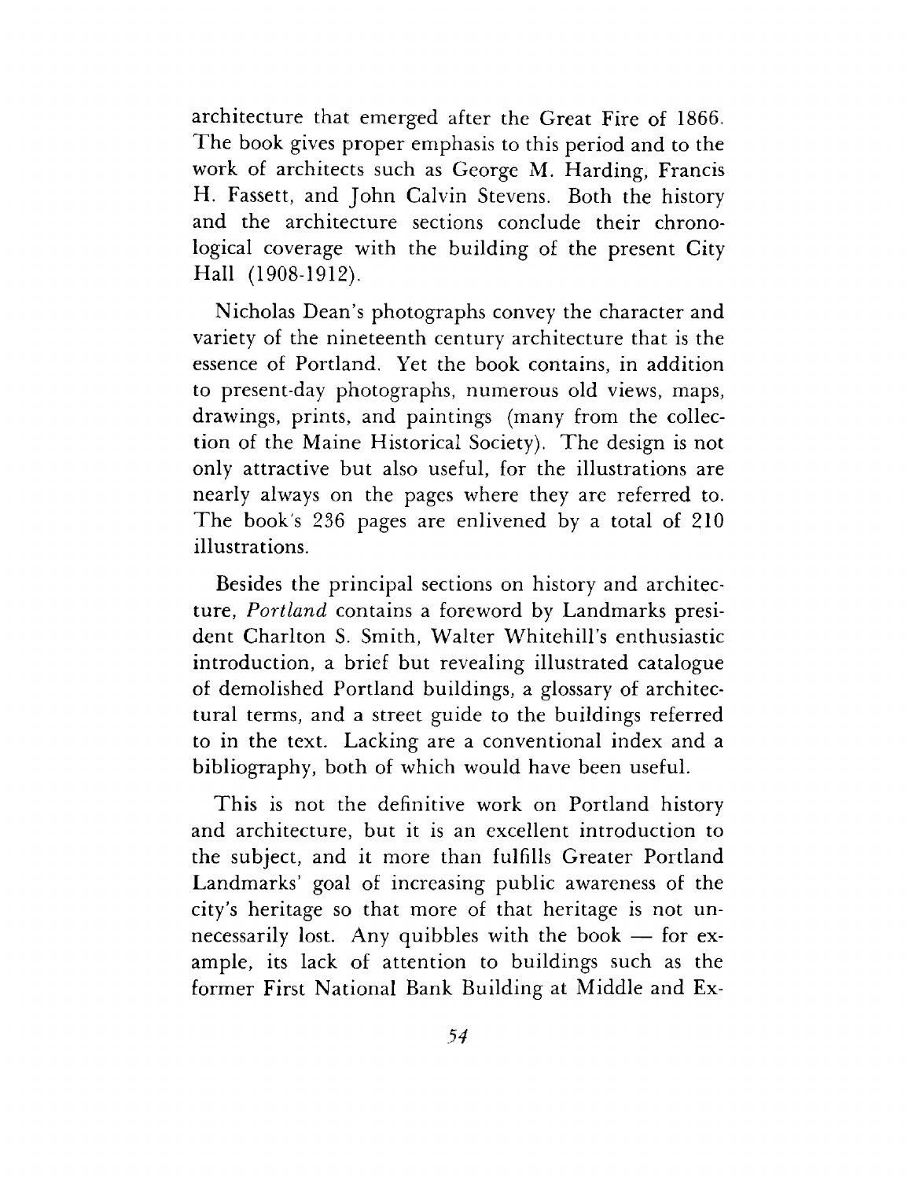architecture that emerged after the Great Fire of 1866. The book gives proper emphasis to this period and to the work of architects such as George M. Harding, Francis H. Fassett, and John Calvin Stevens. Both the history and the architecture sections conclude their chronological coverage with the building of the present City Hall (1908-1912).

Nicholas Dean's photographs convey the character and variety of the nineteenth century architecture that is the essence of Portland. Yet the book contains, in addition to present-day photographs, numerous old views, maps, drawings, prints, and paintings (many from the collection of the Maine Historical Society). The design is not only attractive but also useful, for the illustrations are nearly always on the pages where they are referred to. The book's 236 pages are enlivened by a total of 210 illustrations.

Besides the principal sections on history and architecture, *Portland* contains a foreword by Landmarks president Charlton S. Smith, Walter Whitehill's enthusiastic introduction, a brief but revealing illustrated catalogue of demolished Portland buildings, a glossary of architectural terms, and a street guide to the buildings referred to in the text. Lacking are a conventional index and a bibliography, both of which would have been useful.

This is not the definitive work on Portland history and architecture, but it is an excellent introduction to the subject, and it more than fulfills Greater Portland Landmarks' goal of increasing public awareness of the city's heritage so that more of that heritage is not unnecessarily lost. Any quibbles with the book — for example, its lack of attention to buildings such as the former First National Bank Building at Middle and Ex-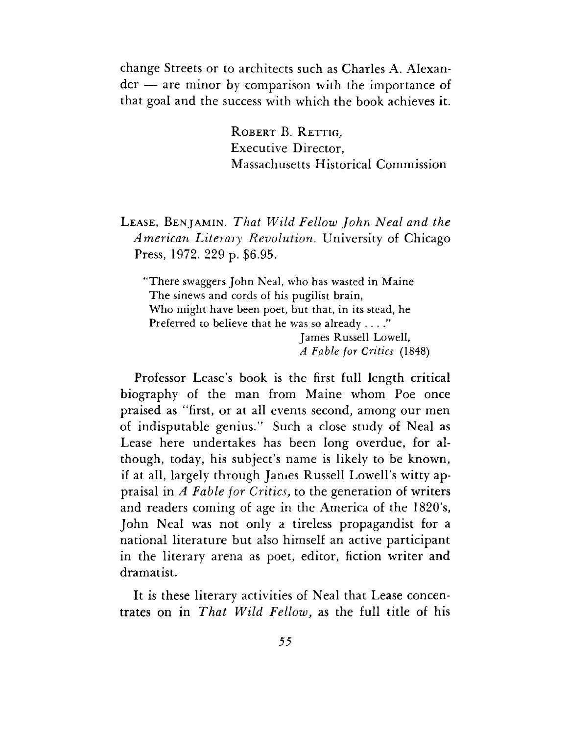change Streets or to architects such as Charles A. Alexander — are minor by comparison with the importance of that goal and the success with which the book achieves it.

ROBERT B. RETTIG,
Executive Director,
Massachusetts Historical Commission

LEASE, BENJAMIN. *That Wild Fellow John Neal and the American Literary Revolution.* University of Chicago Press, 1972. 229 p. $6.95.

> "There swaggers John Neal, who has wasted in Maine
> The sinews and cords of his pugilist brain,
> Who might have been poet, but that, in its stead, he
> Preferred to believe that he was so already . . . ."
>
> James Russell Lowell,
> *A Fable for Critics* (1848)

Professor Lease's book is the first full length critical biography of the man from Maine whom Poe once praised as "first, or at all events second, among our men of indisputable genius." Such a close study of Neal as Lease here undertakes has been long overdue, for although, today, his subject's name is likely to be known, if at all, largely through James Russell Lowell's witty appraisal in *A Fable for Critics,* to the generation of writers and readers coming of age in the America of the 1820's, John Neal was not only a tireless propagandist for a national literature but also himself an active participant in the literary arena as poet, editor, fiction writer and dramatist.

It is these literary activities of Neal that Lease concentrates on in *That Wild Fellow,* as the full title of his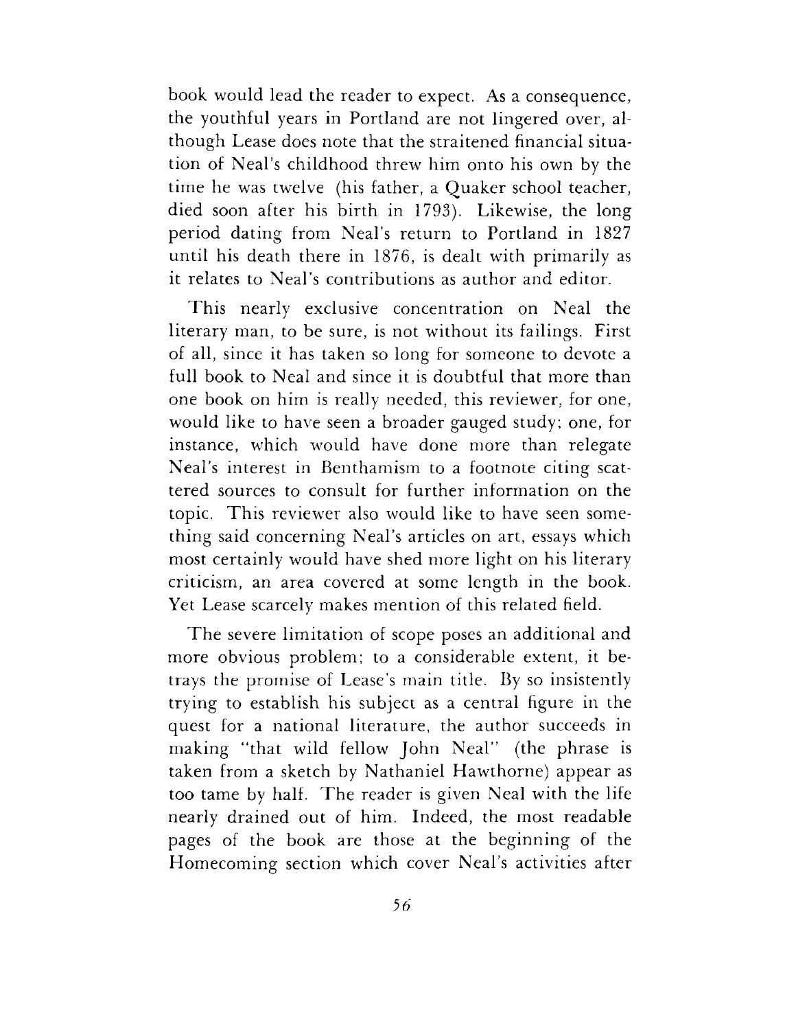book would lead the reader to expect. As a consequence, the youthful years in Portland are not lingered over, although Lease does note that the straitened financial situation of Neal's childhood threw him onto his own by the time he was twelve (his father, a Quaker school teacher, died soon after his birth in 1793). Likewise, the long period dating from Neal's return to Portland in 1827 until his death there in 1876, is dealt with primarily as it relates to Neal's contributions as author and editor.

This nearly exclusive concentration on Neal the literary man, to be sure, is not without its failings. First of all, since it has taken so long for someone to devote a full book to Neal and since it is doubtful that more than one book on him is really needed, this reviewer, for one, would like to have seen a broader gauged study; one, for instance, which would have done more than relegate Neal's interest in Benthamism to a footnote citing scattered sources to consult for further information on the topic. This reviewer also would like to have seen something said concerning Neal's articles on art, essays which most certainly would have shed more light on his literary criticism, an area covered at some length in the book. Yet Lease scarcely makes mention of this related field.

The severe limitation of scope poses an additional and more obvious problem; to a considerable extent, it betrays the promise of Lease's main title. By so insistently trying to establish his subject as a central figure in the quest for a national literature, the author succeeds in making "that wild fellow John Neal" (the phrase is taken from a sketch by Nathaniel Hawthorne) appear as too tame by half. The reader is given Neal with the life nearly drained out of him. Indeed, the most readable pages of the book are those at the beginning of the Homecoming section which cover Neal's activities after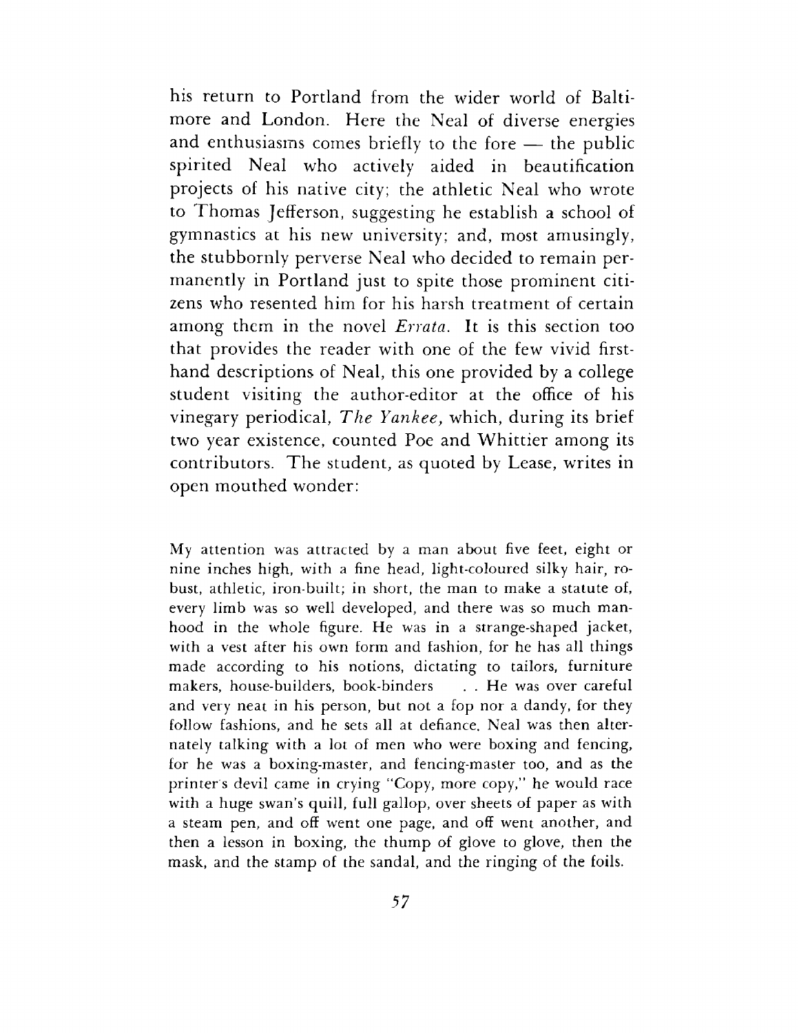his return to Portland from the wider world of Baltimore and London. Here the Neal of diverse energies and enthusiasms comes briefly to the fore — the public spirited Neal who actively aided in beautification projects of his native city; the athletic Neal who wrote to Thomas Jefferson, suggesting he establish a school of gymnastics at his new university; and, most amusingly, the stubbornly perverse Neal who decided to remain permanently in Portland just to spite those prominent citizens who resented him for his harsh treatment of certain among them in the novel *Errata*. It is this section too that provides the reader with one of the few vivid first-hand descriptions of Neal, this one provided by a college student visiting the author-editor at the office of his vinegary periodical, *The Yankee,* which, during its brief two year existence, counted Poe and Whittier among its contributors. The student, as quoted by Lease, writes in open mouthed wonder:

> My attention was attracted by a man about five feet, eight or nine inches high, with a fine head, light-coloured silky hair, robust, athletic, iron-built; in short, the man to make a statute of, every limb was so well developed, and there was so much manhood in the whole figure. He was in a strange-shaped jacket, with a vest after his own form and fashion, for he has all things made according to his notions, dictating to tailors, furniture makers, house-builders, book-binders . . He was over careful and very neat in his person, but not a fop nor a dandy, for they follow fashions, and he sets all at defiance. Neal was then alternately talking with a lot of men who were boxing and fencing, for he was a boxing-master, and fencing-master too, and as the printer's devil came in crying "Copy, more copy," he would race with a huge swan's quill, full gallop, over sheets of paper as with a steam pen, and off went one page, and off went another, and then a lesson in boxing, the thump of glove to glove, then the mask, and the stamp of the sandal, and the ringing of the foils.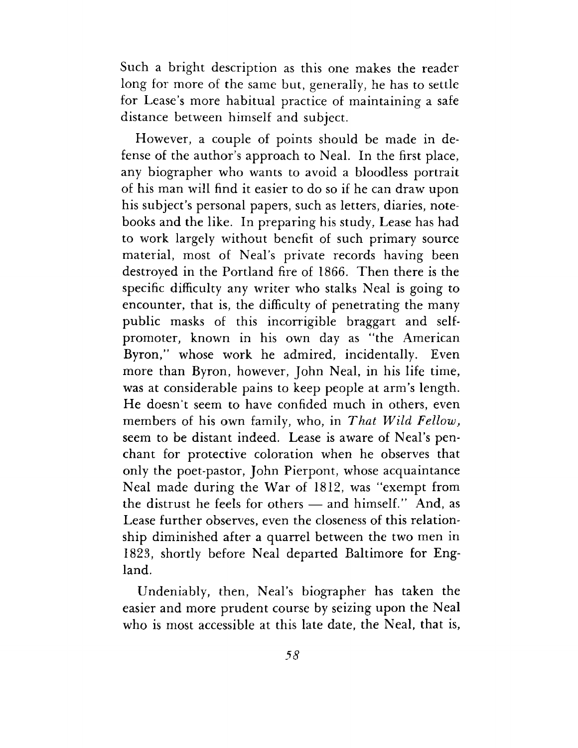Such a bright description as this one makes the reader long for more of the same but, generally, he has to settle for Lease's more habitual practice of maintaining a safe distance between himself and subject.

However, a couple of points should be made in defense of the author's approach to Neal. In the first place, any biographer who wants to avoid a bloodless portrait of his man will find it easier to do so if he can draw upon his subject's personal papers, such as letters, diaries, notebooks and the like. In preparing his study, Lease has had to work largely without benefit of such primary source material, most of Neal's private records having been destroyed in the Portland fire of 1866. Then there is the specific difficulty any writer who stalks Neal is going to encounter, that is, the difficulty of penetrating the many public masks of this incorrigible braggart and self-promoter, known in his own day as "the American Byron," whose work he admired, incidentally. Even more than Byron, however, John Neal, in his life time, was at considerable pains to keep people at arm's length. He doesn't seem to have confided much in others, even members of his own family, who, in *That Wild Fellow,* seem to be distant indeed. Lease is aware of Neal's penchant for protective coloration when he observes that only the poet-pastor, John Pierpont, whose acquaintance Neal made during the War of 1812, was "exempt from the distrust he feels for others — and himself." And, as Lease further observes, even the closeness of this relationship diminished after a quarrel between the two men in 1823, shortly before Neal departed Baltimore for England.

Undeniably, then, Neal's biographer has taken the easier and more prudent course by seizing upon the Neal who is most accessible at this late date, the Neal, that is,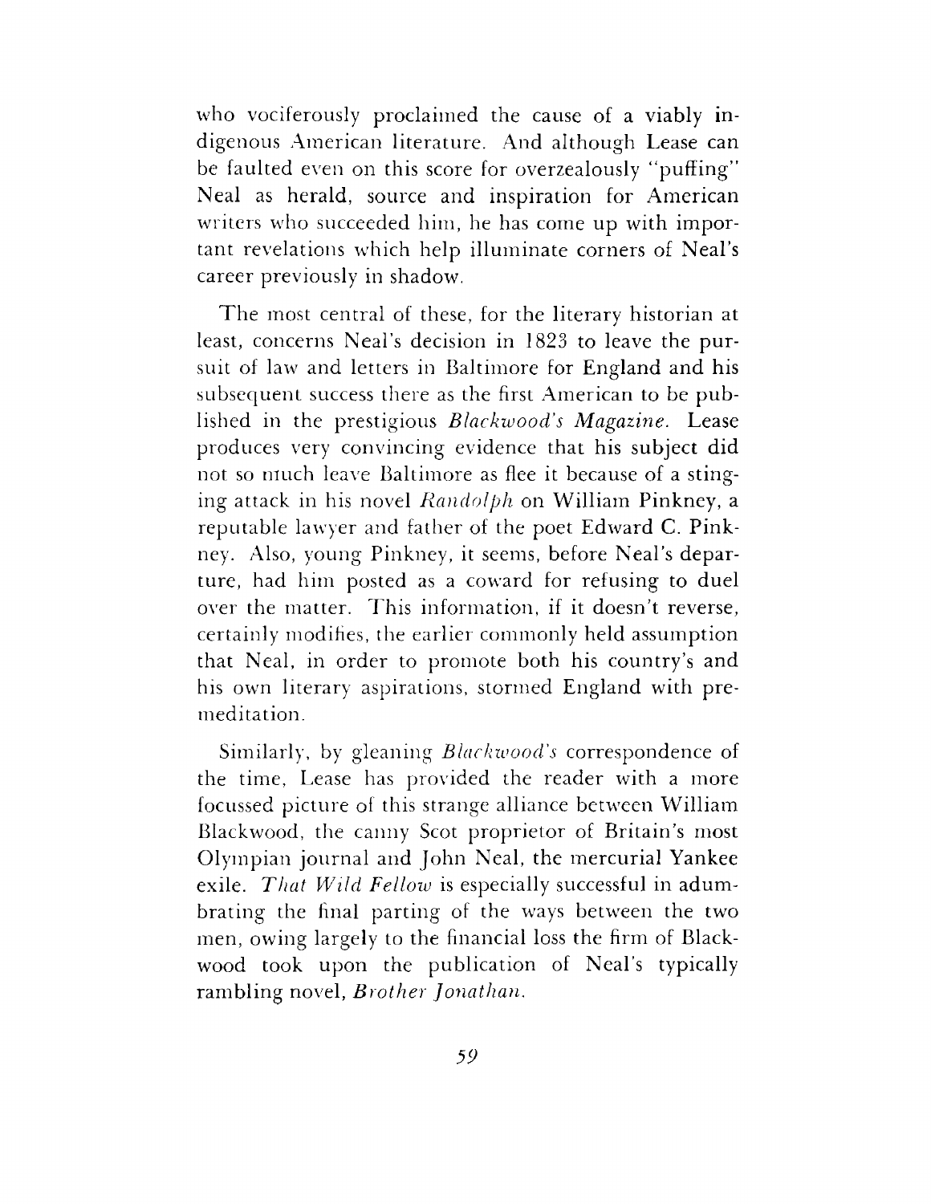who vociferously proclaimed the cause of a viably indigenous American literature. And although Lease can be faulted even on this score for overzealously "puffing" Neal as herald, source and inspiration for American writers who succeeded him, he has come up with important revelations which help illuminate corners of Neal's career previously in shadow.

The most central of these, for the literary historian at least, concerns Neal's decision in 1823 to leave the pursuit of law and letters in Baltimore for England and his subsequent success there as the first American to be published in the prestigious *Blackwood's Magazine.* Lease produces very convincing evidence that his subject did not so much leave Baltimore as flee it because of a stinging attack in his novel *Randolph* on William Pinkney, a reputable lawyer and father of the poet Edward C. Pinkney. Also, young Pinkney, it seems, before Neal's departure, had him posted as a coward for refusing to duel over the matter. This information, if it doesn't reverse, certainly modifies, the earlier commonly held assumption that Neal, in order to promote both his country's and his own literary aspirations, stormed England with premeditation.

Similarly, by gleaning *Blackwood's* correspondence of the time, Lease has provided the reader with a more focussed picture of this strange alliance between William Blackwood, the canny Scot proprietor of Britain's most Olympian journal and John Neal, the mercurial Yankee exile. *That Wild Fellow* is especially successful in adumbrating the final parting of the ways between the two men, owing largely to the financial loss the firm of Blackwood took upon the publication of Neal's typically rambling novel, *Brother Jonathan.*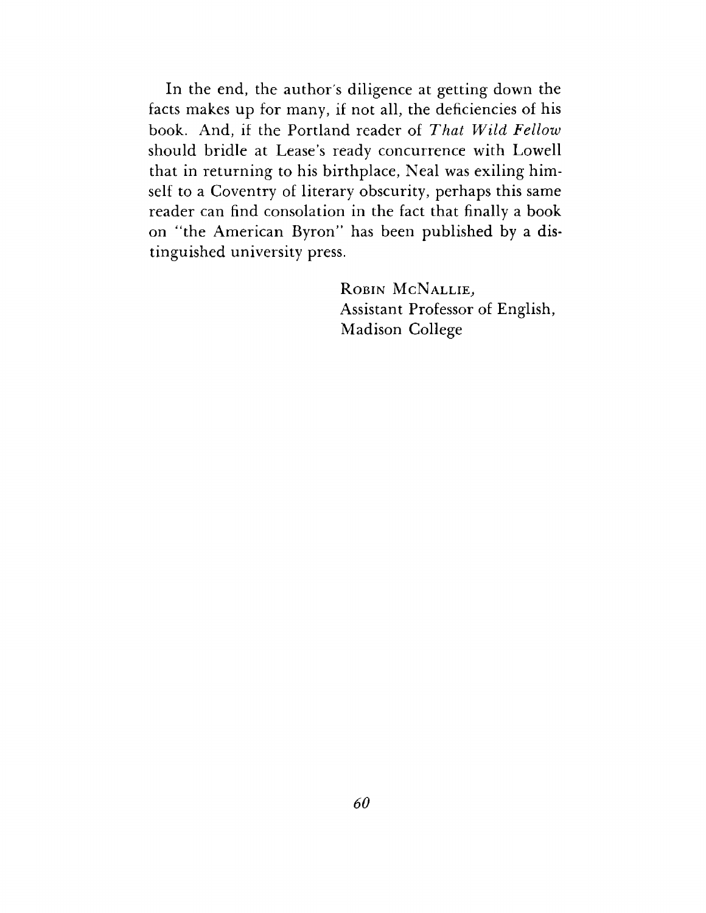In the end, the author's diligence at getting down the facts makes up for many, if not all, the deficiencies of his book. And, if the Portland reader of *That Wild Fellow* should bridle at Lease's ready concurrence with Lowell that in returning to his birthplace, Neal was exiling himself to a Coventry of literary obscurity, perhaps this same reader can find consolation in the fact that finally a book on "the American Byron" has been published by a distinguished university press.

ROBIN McNALLIE,
Assistant Professor of English,
Madison College